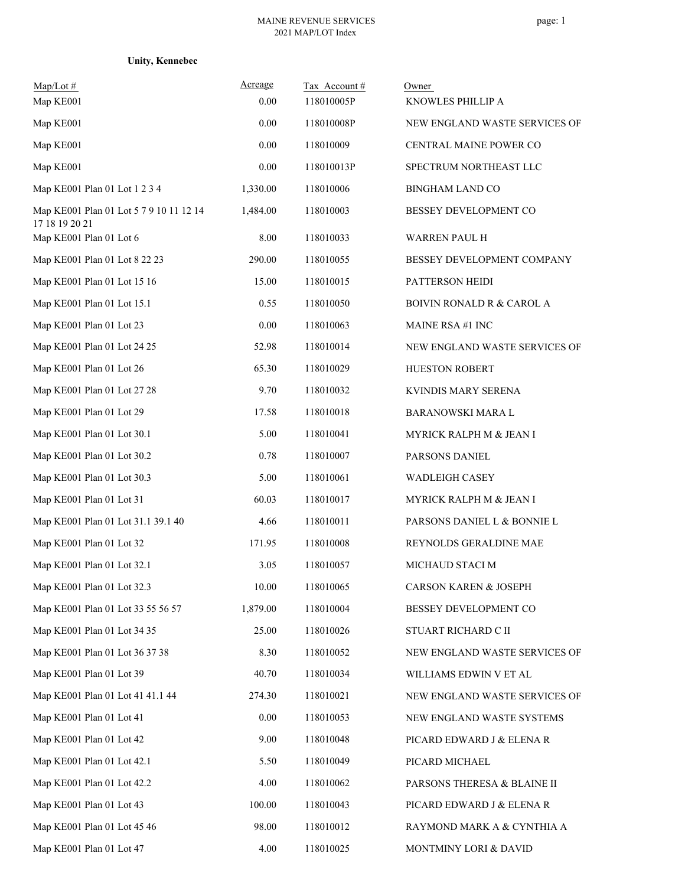MAINE REVENUE SERVICES
2021 MAP/LOT Index

**Unity, Kennebec**

| Map/Lot # | Acreage | Tax Account # | Owner |
|---|---|---|---|
| Map KE001 | 0.00 | 118010005P | KNOWLES PHILLIP A |
| Map KE001 | 0.00 | 118010008P | NEW ENGLAND WASTE SERVICES OF |
| Map KE001 | 0.00 | 118010009 | CENTRAL MAINE POWER CO |
| Map KE001 | 0.00 | 118010013P | SPECTRUM NORTHEAST LLC |
| Map KE001 Plan 01 Lot 1 2 3 4 | 1,330.00 | 118010006 | BINGHAM LAND CO |
| Map KE001 Plan 01 Lot 5 7 9 10 11 12 14 17 18 19 20 21 | 1,484.00 | 118010003 | BESSEY DEVELOPMENT CO |
| Map KE001 Plan 01 Lot 6 | 8.00 | 118010033 | WARREN PAUL H |
| Map KE001 Plan 01 Lot 8 22 23 | 290.00 | 118010055 | BESSEY DEVELOPMENT COMPANY |
| Map KE001 Plan 01 Lot 15 16 | 15.00 | 118010015 | PATTERSON HEIDI |
| Map KE001 Plan 01 Lot 15.1 | 0.55 | 118010050 | BOIVIN RONALD R & CAROL A |
| Map KE001 Plan 01 Lot 23 | 0.00 | 118010063 | MAINE RSA #1 INC |
| Map KE001 Plan 01 Lot 24 25 | 52.98 | 118010014 | NEW ENGLAND WASTE SERVICES OF |
| Map KE001 Plan 01 Lot 26 | 65.30 | 118010029 | HUESTON ROBERT |
| Map KE001 Plan 01 Lot 27 28 | 9.70 | 118010032 | KVINDIS MARY SERENA |
| Map KE001 Plan 01 Lot 29 | 17.58 | 118010018 | BARANOWSKI MARA L |
| Map KE001 Plan 01 Lot 30.1 | 5.00 | 118010041 | MYRICK RALPH M & JEAN I |
| Map KE001 Plan 01 Lot 30.2 | 0.78 | 118010007 | PARSONS DANIEL |
| Map KE001 Plan 01 Lot 30.3 | 5.00 | 118010061 | WADLEIGH CASEY |
| Map KE001 Plan 01 Lot 31 | 60.03 | 118010017 | MYRICK RALPH M & JEAN I |
| Map KE001 Plan 01 Lot 31.1 39.1 40 | 4.66 | 118010011 | PARSONS DANIEL L & BONNIE L |
| Map KE001 Plan 01 Lot 32 | 171.95 | 118010008 | REYNOLDS GERALDINE MAE |
| Map KE001 Plan 01 Lot 32.1 | 3.05 | 118010057 | MICHAUD STACI M |
| Map KE001 Plan 01 Lot 32.3 | 10.00 | 118010065 | CARSON KAREN & JOSEPH |
| Map KE001 Plan 01 Lot 33 55 56 57 | 1,879.00 | 118010004 | BESSEY DEVELOPMENT CO |
| Map KE001 Plan 01 Lot 34 35 | 25.00 | 118010026 | STUART RICHARD C II |
| Map KE001 Plan 01 Lot 36 37 38 | 8.30 | 118010052 | NEW ENGLAND WASTE SERVICES OF |
| Map KE001 Plan 01 Lot 39 | 40.70 | 118010034 | WILLIAMS EDWIN V ET AL |
| Map KE001 Plan 01 Lot 41 41.1 44 | 274.30 | 118010021 | NEW ENGLAND WASTE SERVICES OF |
| Map KE001 Plan 01 Lot 41 | 0.00 | 118010053 | NEW ENGLAND WASTE SYSTEMS |
| Map KE001 Plan 01 Lot 42 | 9.00 | 118010048 | PICARD EDWARD J & ELENA R |
| Map KE001 Plan 01 Lot 42.1 | 5.50 | 118010049 | PICARD MICHAEL |
| Map KE001 Plan 01 Lot 42.2 | 4.00 | 118010062 | PARSONS THERESA & BLAINE II |
| Map KE001 Plan 01 Lot 43 | 100.00 | 118010043 | PICARD EDWARD J & ELENA R |
| Map KE001 Plan 01 Lot 45 46 | 98.00 | 118010012 | RAYMOND MARK A & CYNTHIA A |
| Map KE001 Plan 01 Lot 47 | 4.00 | 118010025 | MONTMINY LORI & DAVID |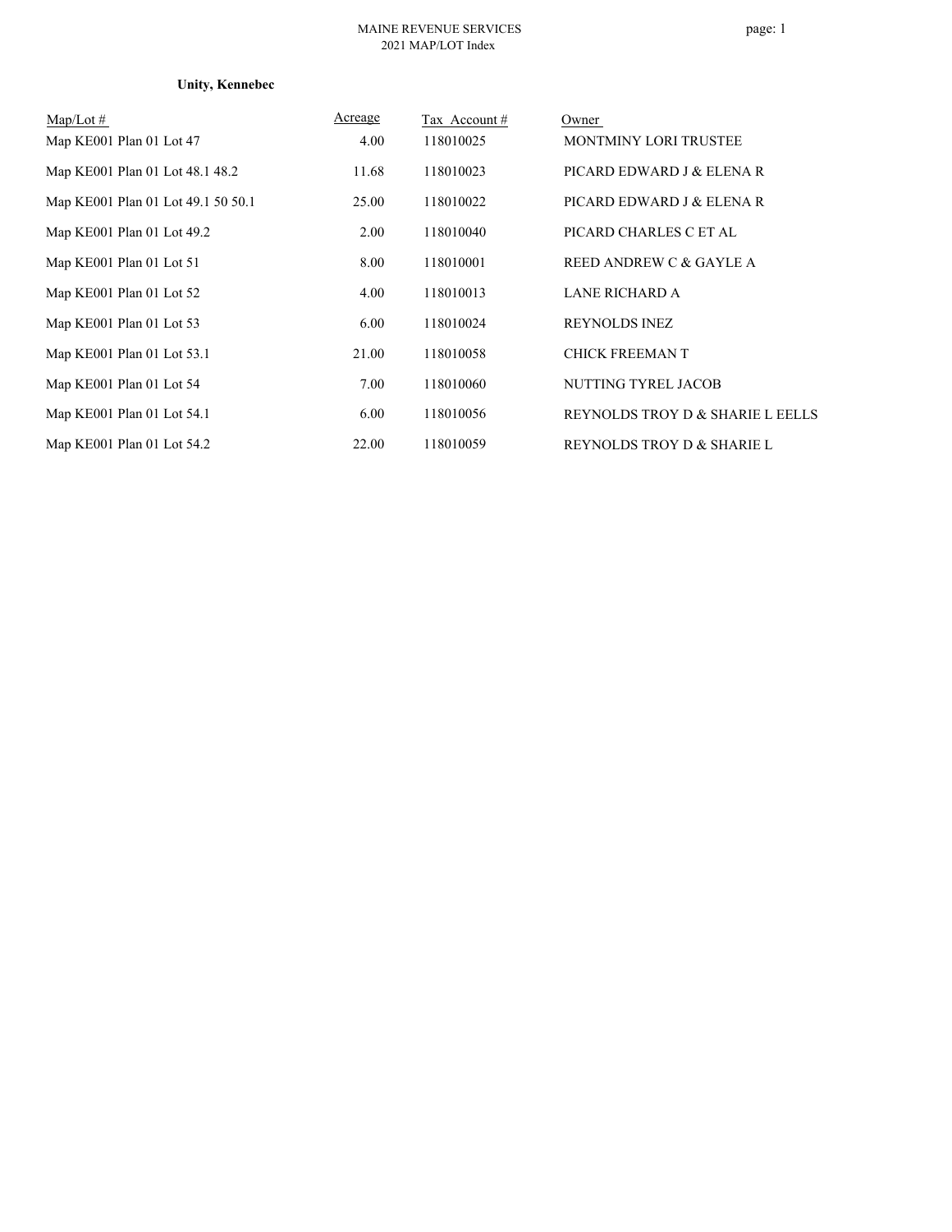MAINE REVENUE SERVICES
2021 MAP/LOT Index

**Unity, Kennebec**

| Map/Lot # | Acreage | Tax Account # | Owner |
|---|---|---|---|
| Map KE001 Plan 01 Lot 47 | 4.00 | 118010025 | MONTMINY LORI TRUSTEE |
| Map KE001 Plan 01 Lot 48.1 48.2 | 11.68 | 118010023 | PICARD EDWARD J & ELENA R |
| Map KE001 Plan 01 Lot 49.1 50 50.1 | 25.00 | 118010022 | PICARD EDWARD J & ELENA R |
| Map KE001 Plan 01 Lot 49.2 | 2.00 | 118010040 | PICARD CHARLES C ET AL |
| Map KE001 Plan 01 Lot 51 | 8.00 | 118010001 | REED ANDREW C & GAYLE A |
| Map KE001 Plan 01 Lot 52 | 4.00 | 118010013 | LANE RICHARD A |
| Map KE001 Plan 01 Lot 53 | 6.00 | 118010024 | REYNOLDS INEZ |
| Map KE001 Plan 01 Lot 53.1 | 21.00 | 118010058 | CHICK FREEMAN T |
| Map KE001 Plan 01 Lot 54 | 7.00 | 118010060 | NUTTING TYREL JACOB |
| Map KE001 Plan 01 Lot 54.1 | 6.00 | 118010056 | REYNOLDS TROY D & SHARIE L EELLS |
| Map KE001 Plan 01 Lot 54.2 | 22.00 | 118010059 | REYNOLDS TROY D & SHARIE L |